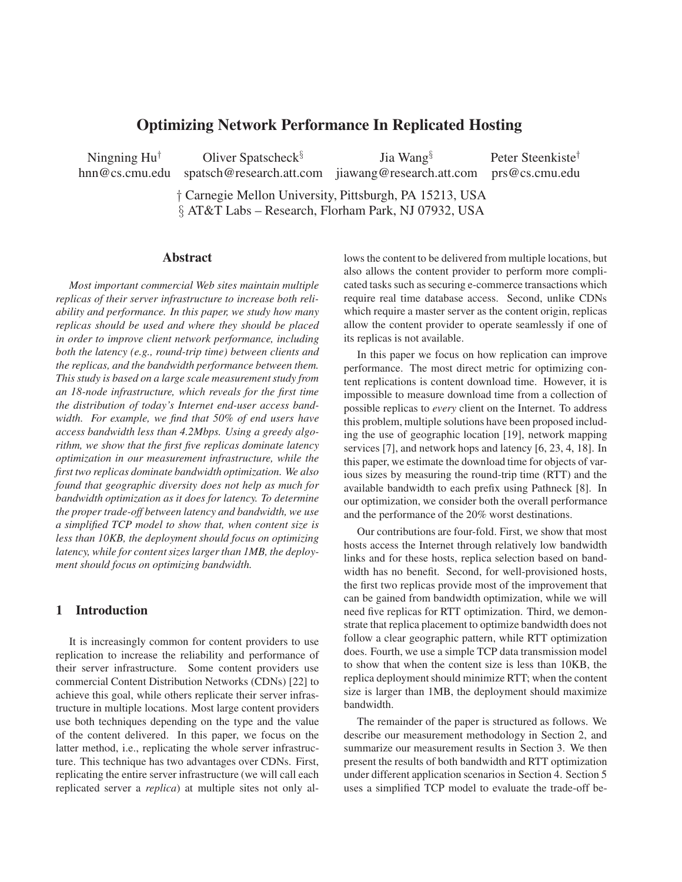# Optimizing Network Performance In Replicated Hosting

Ningning Hu[†] hnn@cs.cmu.edu
Oliver Spatscheck[§] spatsch@research.att.com
Jia Wang[§] jiawang@research.att.com
Peter Steenkiste[†] prs@cs.cmu.edu

† Carnegie Mellon University, Pittsburgh, PA 15213, USA
§ AT&T Labs – Research, Florham Park, NJ 07932, USA

## Abstract

*Most important commercial Web sites maintain multiple replicas of their server infrastructure to increase both reliability and performance. In this paper, we study how many replicas should be used and where they should be placed in order to improve client network performance, including both the latency (e.g., round-trip time) between clients and the replicas, and the bandwidth performance between them. This study is based on a large scale measurement study from an 18-node infrastructure, which reveals for the first time the distribution of today's Internet end-user access bandwidth. For example, we find that 50% of end users have access bandwidth less than 4.2Mbps. Using a greedy algorithm, we show that the first five replicas dominate latency optimization in our measurement infrastructure, while the first two replicas dominate bandwidth optimization. We also found that geographic diversity does not help as much for bandwidth optimization as it does for latency. To determine the proper trade-off between latency and bandwidth, we use a simplified TCP model to show that, when content size is less than 10KB, the deployment should focus on optimizing latency, while for content sizes larger than 1MB, the deployment should focus on optimizing bandwidth.*

## 1 Introduction

It is increasingly common for content providers to use replication to increase the reliability and performance of their server infrastructure. Some content providers use commercial Content Distribution Networks (CDNs) [22] to achieve this goal, while others replicate their server infrastructure in multiple locations. Most large content providers use both techniques depending on the type and the value of the content delivered. In this paper, we focus on the latter method, i.e., replicating the whole server infrastructure. This technique has two advantages over CDNs. First, replicating the entire server infrastructure (we will call each replicated server a *replica*) at multiple sites not only allows the content to be delivered from multiple locations, but also allows the content provider to perform more complicated tasks such as securing e-commerce transactions which require real time database access. Second, unlike CDNs which require a master server as the content origin, replicas allow the content provider to operate seamlessly if one of its replicas is not available.

In this paper we focus on how replication can improve performance. The most direct metric for optimizing content replications is content download time. However, it is impossible to measure download time from a collection of possible replicas to *every* client on the Internet. To address this problem, multiple solutions have been proposed including the use of geographic location [19], network mapping services [7], and network hops and latency [6, 23, 4, 18]. In this paper, we estimate the download time for objects of various sizes by measuring the round-trip time (RTT) and the available bandwidth to each prefix using Pathneck [8]. In our optimization, we consider both the overall performance and the performance of the 20% worst destinations.

Our contributions are four-fold. First, we show that most hosts access the Internet through relatively low bandwidth links and for these hosts, replica selection based on bandwidth has no benefit. Second, for well-provisioned hosts, the first two replicas provide most of the improvement that can be gained from bandwidth optimization, while we will need five replicas for RTT optimization. Third, we demonstrate that replica placement to optimize bandwidth does not follow a clear geographic pattern, while RTT optimization does. Fourth, we use a simple TCP data transmission model to show that when the content size is less than 10KB, the replica deployment should minimize RTT; when the content size is larger than 1MB, the deployment should maximize bandwidth.

The remainder of the paper is structured as follows. We describe our measurement methodology in Section 2, and summarize our measurement results in Section 3. We then present the results of both bandwidth and RTT optimization under different application scenarios in Section 4. Section 5 uses a simplified TCP model to evaluate the trade-off be-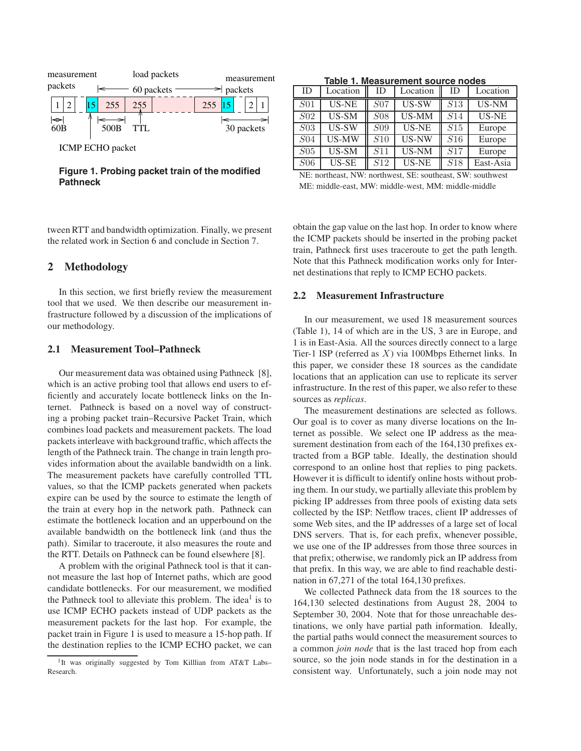measurement packets | load packets 60 packets | measurement packets

| 1 | 2 | 15 | 255 | 255 | | 255 | 15 | 2 | 1 |

60B 500B TTL 30 packets

ICMP ECHO packet

**Figure 1. Probing packet train of the modified Pathneck**

**Table 1. Measurement source nodes**

| ID | Location | ID | Location | ID | Location |
|---|---|---|---|---|---|
| $S01$ | US-NE | $S07$ | US-SW | $S13$ | US-NM |
| $S02$ | US-SM | $S08$ | US-MM | $S14$ | US-NE |
| $S03$ | US-SW | $S09$ | US-NE | $S15$ | Europe |
| $S04$ | US-MW | $S10$ | US-NW | $S16$ | Europe |
| $S05$ | US-SM | $S11$ | US-NM | $S17$ | Europe |
| $S06$ | US-SE | $S12$ | US-NE | $S18$ | East-Asia |

NE: northeast, NW: northwest, SE: southeast, SW: southwest
ME: middle-east, MW: middle-west, MM: middle-middle

tween RTT and bandwidth optimization. Finally, we present the related work in Section 6 and conclude in Section 7.

## 2 Methodology

In this section, we first briefly review the measurement tool that we used. We then describe our measurement infrastructure followed by a discussion of the implications of our methodology.

### 2.1 Measurement Tool–Pathneck

Our measurement data was obtained using Pathneck [8], which is an active probing tool that allows end users to efficiently and accurately locate bottleneck links on the Internet. Pathneck is based on a novel way of constructing a probing packet train–Recursive Packet Train, which combines load packets and measurement packets. The load packets interleave with background traffic, which affects the length of the Pathneck train. The change in train length provides information about the available bandwidth on a link. The measurement packets have carefully controlled TTL values, so that the ICMP packets generated when packets expire can be used by the source to estimate the length of the train at every hop in the network path. Pathneck can estimate the bottleneck location and an upperbound on the available bandwidth on the bottleneck link (and thus the path). Similar to traceroute, it also measures the route and the RTT. Details on Pathneck can be found elsewhere [8].

A problem with the original Pathneck tool is that it cannot measure the last hop of Internet paths, which are good candidate bottlenecks. For our measurement, we modified the Pathneck tool to alleviate this problem. The idea[1] is to use ICMP ECHO packets instead of UDP packets as the measurement packets for the last hop. For example, the packet train in Figure 1 is used to measure a 15-hop path. If the destination replies to the ICMP ECHO packet, we can obtain the gap value on the last hop. In order to know where the ICMP packets should be inserted in the probing packet train, Pathneck first uses traceroute to get the path length. Note that this Pathneck modification works only for Internet destinations that reply to ICMP ECHO packets.

[1] It was originally suggested by Tom Killlian from AT&T Labs–Research.

### 2.2 Measurement Infrastructure

In our measurement, we used 18 measurement sources (Table 1), 14 of which are in the US, 3 are in Europe, and 1 is in East-Asia. All the sources directly connect to a large Tier-1 ISP (referred as $X$) via 100Mbps Ethernet links. In this paper, we consider these 18 sources as the candidate locations that an application can use to replicate its server infrastructure. In the rest of this paper, we also refer to these sources as *replicas*.

The measurement destinations are selected as follows. Our goal is to cover as many diverse locations on the Internet as possible. We select one IP address as the measurement destination from each of the 164,130 prefixes extracted from a BGP table. Ideally, the destination should correspond to an online host that replies to ping packets. However it is difficult to identify online hosts without probing them. In our study, we partially alleviate this problem by picking IP addresses from three pools of existing data sets collected by the ISP: Netflow traces, client IP addresses of some Web sites, and the IP addresses of a large set of local DNS servers. That is, for each prefix, whenever possible, we use one of the IP addresses from those three sources in that prefix; otherwise, we randomly pick an IP address from that prefix. In this way, we are able to find reachable destination in 67,271 of the total 164,130 prefixes.

We collected Pathneck data from the 18 sources to the 164,130 selected destinations from August 28, 2004 to September 30, 2004. Note that for those unreachable destinations, we only have partial path information. Ideally, the partial paths would connect the measurement sources to a common *join node* that is the last traced hop from each source, so the join node stands in for the destination in a consistent way. Unfortunately, such a join node may not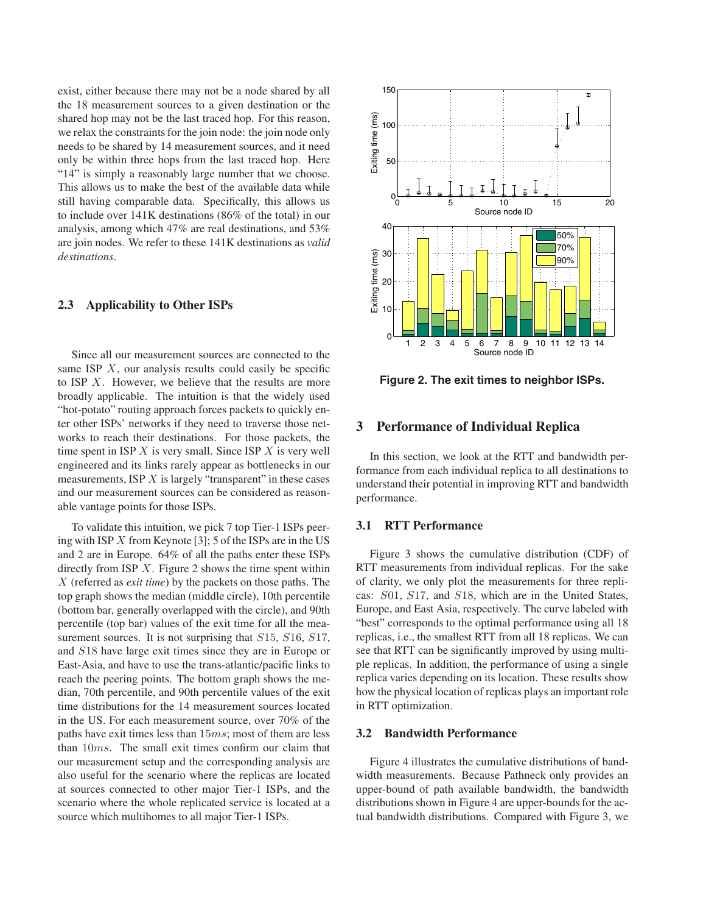exist, either because there may not be a node shared by all the 18 measurement sources to a given destination or the shared hop may not be the last traced hop. For this reason, we relax the constraints for the join node: the join node only needs to be shared by 14 measurement sources, and it need only be within three hops from the last traced hop. Here "14" is simply a reasonably large number that we choose. This allows us to make the best of the available data while still having comparable data. Specifically, this allows us to include over 141K destinations (86% of the total) in our analysis, among which 47% are real destinations, and 53% are join nodes. We refer to these 141K destinations as *valid destinations*.

### 2.3 Applicability to Other ISPs

Since all our measurement sources are connected to the same ISP $X$, our analysis results could easily be specific to ISP $X$. However, we believe that the results are more broadly applicable. The intuition is that the widely used "hot-potato" routing approach forces packets to quickly enter other ISPs' networks if they need to traverse those networks to reach their destinations. For those packets, the time spent in ISP $X$ is very small. Since ISP $X$ is very well engineered and its links rarely appear as bottlenecks in our measurements, ISP $X$ is largely "transparent" in these cases and our measurement sources can be considered as reasonable vantage points for those ISPs.

To validate this intuition, we pick 7 top Tier-1 ISPs peering with ISP $X$ from Keynote [3]; 5 of the ISPs are in the US and 2 are in Europe. 64% of all the paths enter these ISPs directly from ISP $X$. Figure 2 shows the time spent within $X$ (referred as *exit time*) by the packets on those paths. The top graph shows the median (middle circle), 10th percentile (bottom bar, generally overlapped with the circle), and 90th percentile (top bar) values of the exit time for all the measurement sources. It is not surprising that $S15$, $S16$, $S17$, and $S18$ have large exit times since they are in Europe or East-Asia, and have to use the trans-atlantic/pacific links to reach the peering points. The bottom graph shows the median, 70th percentile, and 90th percentile values of the exit time distributions for the 14 measurement sources located in the US. For each measurement source, over 70% of the paths have exit times less than $15ms$; most of them are less than $10ms$. The small exit times confirm our claim that our measurement setup and the corresponding analysis are also useful for the scenario where the replicas are located at sources connected to other major Tier-1 ISPs, and the scenario where the whole replicated service is located at a source which multihomes to all major Tier-1 ISPs.

**Figure 2. The exit times to neighbor ISPs.**

## 3 Performance of Individual Replica

In this section, we look at the RTT and bandwidth performance from each individual replica to all destinations to understand their potential in improving RTT and bandwidth performance.

### 3.1 RTT Performance

Figure 3 shows the cumulative distribution (CDF) of RTT measurements from individual replicas. For the sake of clarity, we only plot the measurements for three replicas: $S01$, $S17$, and $S18$, which are in the United States, Europe, and East Asia, respectively. The curve labeled with "best" corresponds to the optimal performance using all 18 replicas, i.e., the smallest RTT from all 18 replicas. We can see that RTT can be significantly improved by using multiple replicas. In addition, the performance of using a single replica varies depending on its location. These results show how the physical location of replicas plays an important role in RTT optimization.

### 3.2 Bandwidth Performance

Figure 4 illustrates the cumulative distributions of bandwidth measurements. Because Pathneck only provides an upper-bound of path available bandwidth, the bandwidth distributions shown in Figure 4 are upper-bounds for the actual bandwidth distributions. Compared with Figure 3, we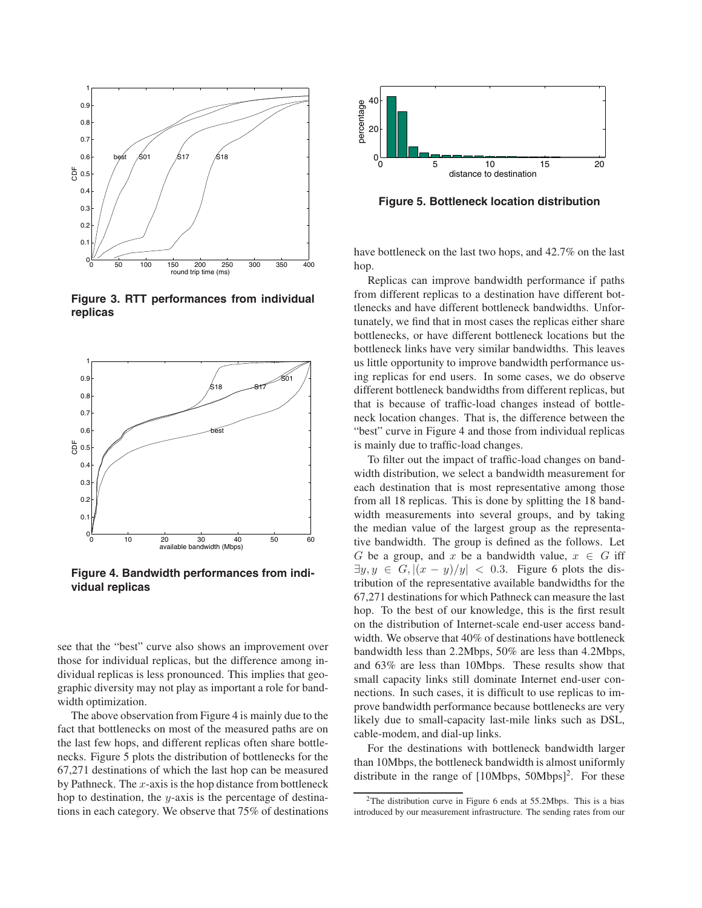Figure 3. RTT performances from individual replicas

Figure 4. Bandwidth performances from individual replicas

see that the "best" curve also shows an improvement over those for individual replicas, but the difference among individual replicas is less pronounced. This implies that geographic diversity may not play as important a role for bandwidth optimization.

The above observation from Figure 4 is mainly due to the fact that bottlenecks on most of the measured paths are on the last few hops, and different replicas often share bottlenecks. Figure 5 plots the distribution of bottlenecks for the 67,271 destinations of which the last hop can be measured by Pathneck. The $x$-axis is the hop distance from bottleneck hop to destination, the $y$-axis is the percentage of destinations in each category. We observe that 75% of destinations have bottleneck on the last two hops, and 42.7% on the last hop.

Figure 5. Bottleneck location distribution

Replicas can improve bandwidth performance if paths from different replicas to a destination have different bottlenecks and have different bottleneck bandwidths. Unfortunately, we find that in most cases the replicas either share bottlenecks, or have different bottleneck locations but the bottleneck links have very similar bandwidths. This leaves us little opportunity to improve bandwidth performance using replicas for end users. In some cases, we do observe different bottleneck bandwidths from different replicas, but that is because of traffic-load changes instead of bottleneck location changes. That is, the difference between the "best" curve in Figure 4 and those from individual replicas is mainly due to traffic-load changes.

To filter out the impact of traffic-load changes on bandwidth distribution, we select a bandwidth measurement for each destination that is most representative among those from all 18 replicas. This is done by splitting the 18 bandwidth measurements into several groups, and by taking the median value of the largest group as the representative bandwidth. The group is defined as the follows. Let $G$ be a group, and $x$ be a bandwidth value, $x \in G$ iff $\exists y, y \in G, |(x-y)/y| < 0.3$. Figure 6 plots the distribution of the representative available bandwidths for the 67,271 destinations for which Pathneck can measure the last hop. To the best of our knowledge, this is the first result on the distribution of Internet-scale end-user access bandwidth. We observe that 40% of destinations have bottleneck bandwidth less than 2.2Mbps, 50% are less than 4.2Mbps, and 63% are less than 10Mbps. These results show that small capacity links still dominate Internet end-user connections. In such cases, it is difficult to use replicas to improve bandwidth performance because bottlenecks are very likely due to small-capacity last-mile links such as DSL, cable-modem, and dial-up links.

For the destinations with bottleneck bandwidth larger than 10Mbps, the bottleneck bandwidth is almost uniformly distribute in the range of [10Mbps, 50Mbps][2]. For these

[2] The distribution curve in Figure 6 ends at 55.2Mbps. This is a bias introduced by our measurement infrastructure. The sending rates from our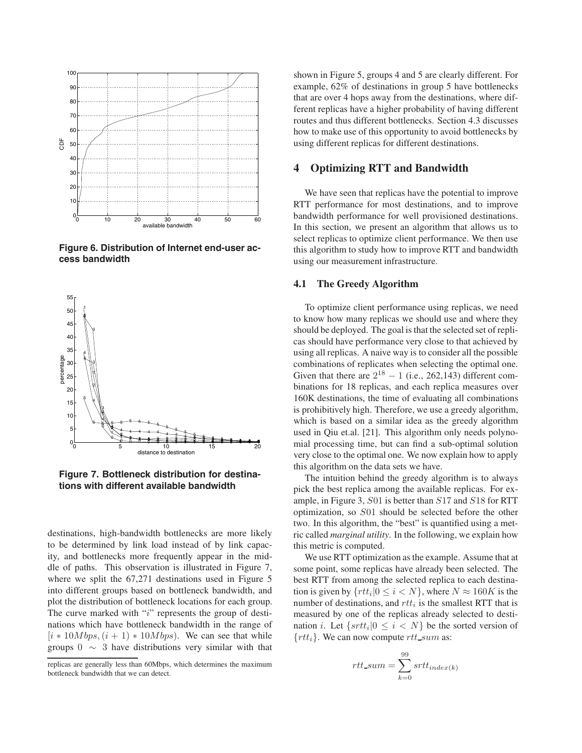Figure 6. Distribution of Internet end-user access bandwidth

Figure 7. Bottleneck distribution for destinations with different available bandwidth

destinations, high-bandwidth bottlenecks are more likely to be determined by link load instead of by link capacity, and bottlenecks more frequently appear in the middle of paths. This observation is illustrated in Figure 7, where we split the 67,271 destinations used in Figure 5 into different groups based on bottleneck bandwidth, and plot the distribution of bottleneck locations for each group. The curve marked with "$i$" represents the group of destinations which have bottleneck bandwidth in the range of $[i * 10Mbps, (i+1) * 10Mbps)$. We can see that while groups $0 \sim 3$ have distributions very similar with that shown in Figure 5, groups 4 and 5 are clearly different. For example, 62% of destinations in group 5 have bottlenecks that are over 4 hops away from the destinations, where different replicas have a higher probability of having different routes and thus different bottlenecks. Section 4.3 discusses how to make use of this opportunity to avoid bottlenecks by using different replicas for different destinations.

replicas are generally less than 60Mbps, which determines the maximum bottleneck bandwidth that we can detect.

## 4 Optimizing RTT and Bandwidth

We have seen that replicas have the potential to improve RTT performance for most destinations, and to improve bandwidth performance for well provisioned destinations. In this section, we present an algorithm that allows us to select replicas to optimize client performance. We then use this algorithm to study how to improve RTT and bandwidth using our measurement infrastructure.

### 4.1 The Greedy Algorithm

To optimize client performance using replicas, we need to know how many replicas we should use and where they should be deployed. The goal is that the selected set of replicas should have performance very close to that achieved by using all replicas. A naive way is to consider all the possible combinations of replicates when selecting the optimal one. Given that there are $2^{18} - 1$ (i.e., 262,143) different combinations for 18 replicas, and each replica measures over 160K destinations, the time of evaluating all combinations is prohibitively high. Therefore, we use a greedy algorithm, which is based on a similar idea as the greedy algorithm used in Qiu et.al. [21]. This algorithm only needs polynomial processing time, but can find a sub-optimal solution very close to the optimal one. We now explain how to apply this algorithm on the data sets we have.

The intuition behind the greedy algorithm is to always pick the best replica among the available replicas. For example, in Figure 3, $S01$ is better than $S17$ and $S18$ for RTT optimization, so $S01$ should be selected before the other two. In this algorithm, the "best" is quantified using a metric called *marginal utility*. In the following, we explain how this metric is computed.

We use RTT optimization as the example. Assume that at some point, some replicas have already been selected. The best RTT from among the selected replica to each destination is given by $\{rtt_i | 0 \leq i < N\}$, where $N \approx 160K$ is the number of destinations, and $rtt_i$ is the smallest RTT that is measured by one of the replicas already selected to destination $i$. Let $\{srtt_i | 0 \leq i < N\}$ be the sorted version of $\{rtt_i\}$. We can now compute $rtt\_sum$ as:

$$rtt\_sum = \sum_{k=0}^{99} srtt_{index(k)}$$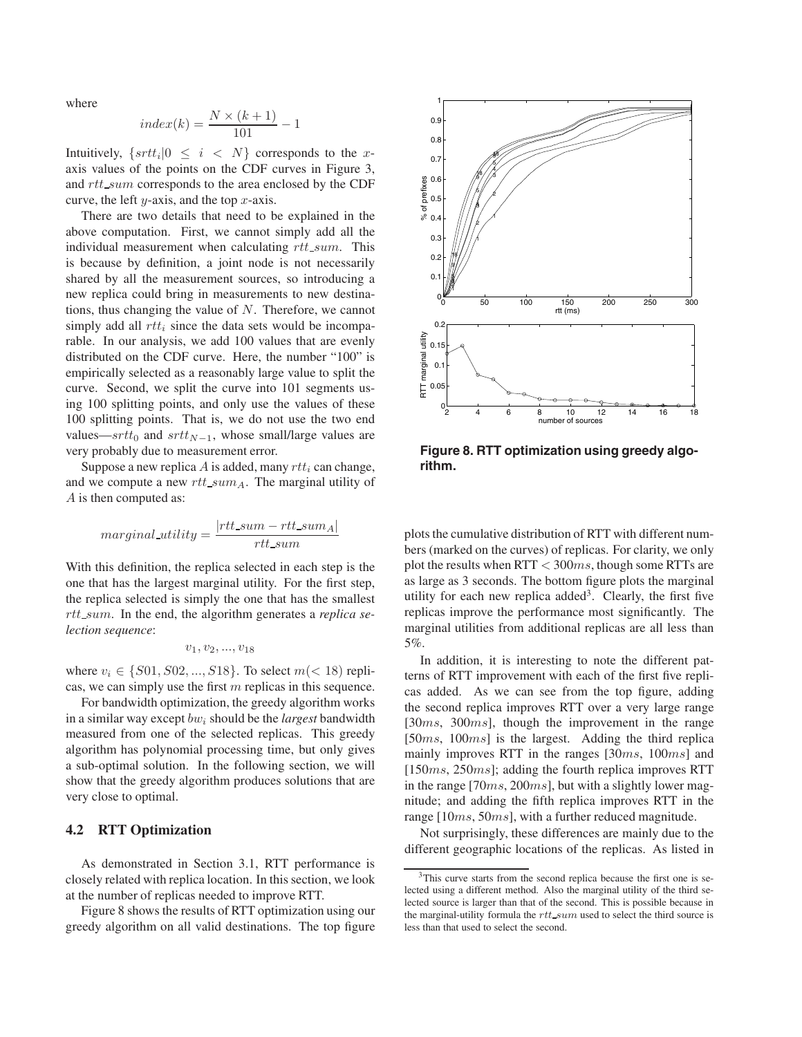where

$$index(k) = \frac{N \times (k+1)}{101} - 1$$

Intuitively, $\{srtt_i | 0 \leq i < N\}$ corresponds to the $x$-axis values of the points on the CDF curves in Figure 3, and $rtt\_sum$ corresponds to the area enclosed by the CDF curve, the left $y$-axis, and the top $x$-axis.

There are two details that need to be explained in the above computation. First, we cannot simply add all the individual measurement when calculating $rtt\_sum$. This is because by definition, a joint node is not necessarily shared by all the measurement sources, so introducing a new replica could bring in measurements to new destinations, thus changing the value of $N$. Therefore, we cannot simply add all $rtt_i$ since the data sets would be incomparable. In our analysis, we add 100 values that are evenly distributed on the CDF curve. Here, the number "100" is empirically selected as a reasonably large value to split the curve. Second, we split the curve into 101 segments using 100 splitting points, and only use the values of these 100 splitting points. That is, we do not use the two end values—$srtt_0$ and $srtt_{N-1}$, whose small/large values are very probably due to measurement error.

Suppose a new replica $A$ is added, many $rtt_i$ can change, and we compute a new $rtt\_sum_A$. The marginal utility of $A$ is then computed as:

$$marginal\_utility = \frac{|rtt\_sum - rtt\_sum_A|}{rtt\_sum}$$

With this definition, the replica selected in each step is the one that has the largest marginal utility. For the first step, the replica selected is simply the one that has the smallest $rtt\_sum$. In the end, the algorithm generates a *replica selection sequence*:

$$v_1, v_2, ..., v_{18}$$

where $v_i \in \{S01, S02, ..., S18\}$. To select $m(< 18)$ replicas, we can simply use the first $m$ replicas in this sequence.

For bandwidth optimization, the greedy algorithm works in a similar way except $bw_i$ should be the *largest* bandwidth measured from one of the selected replicas. This greedy algorithm has polynomial processing time, but only gives a sub-optimal solution. In the following section, we will show that the greedy algorithm produces solutions that are very close to optimal.

## 4.2 RTT Optimization

As demonstrated in Section 3.1, RTT performance is closely related with replica location. In this section, we look at the number of replicas needed to improve RTT.

Figure 8 shows the results of RTT optimization using our greedy algorithm on all valid destinations. The top figure plots the cumulative distribution of RTT with different numbers (marked on the curves) of replicas. For clarity, we only plot the results when RTT $< 300ms$, though some RTTs are as large as 3 seconds. The bottom figure plots the marginal utility for each new replica added[3]. Clearly, the first five replicas improve the performance most significantly. The marginal utilities from additional replicas are all less than 5%.

**Figure 8. RTT optimization using greedy algorithm.**

In addition, it is interesting to note the different patterns of RTT improvement with each of the first five replicas added. As we can see from the top figure, adding the second replica improves RTT over a very large range [$30ms$, $300ms$], though the improvement in the range [$50ms$, $100ms$] is the largest. Adding the third replica mainly improves RTT in the ranges [$30ms$, $100ms$] and [$150ms$, $250ms$]; adding the fourth replica improves RTT in the range [$70ms$, $200ms$], but with a slightly lower magnitude; and adding the fifth replica improves RTT in the range [$10ms$, $50ms$], with a further reduced magnitude.

Not surprisingly, these differences are mainly due to the different geographic locations of the replicas. As listed in

[3] This curve starts from the second replica because the first one is selected using a different method. Also the marginal utility of the third selected source is larger than that of the second. This is possible because in the marginal-utility formula the $rtt\_sum$ used to select the third source is less than that used to select the second.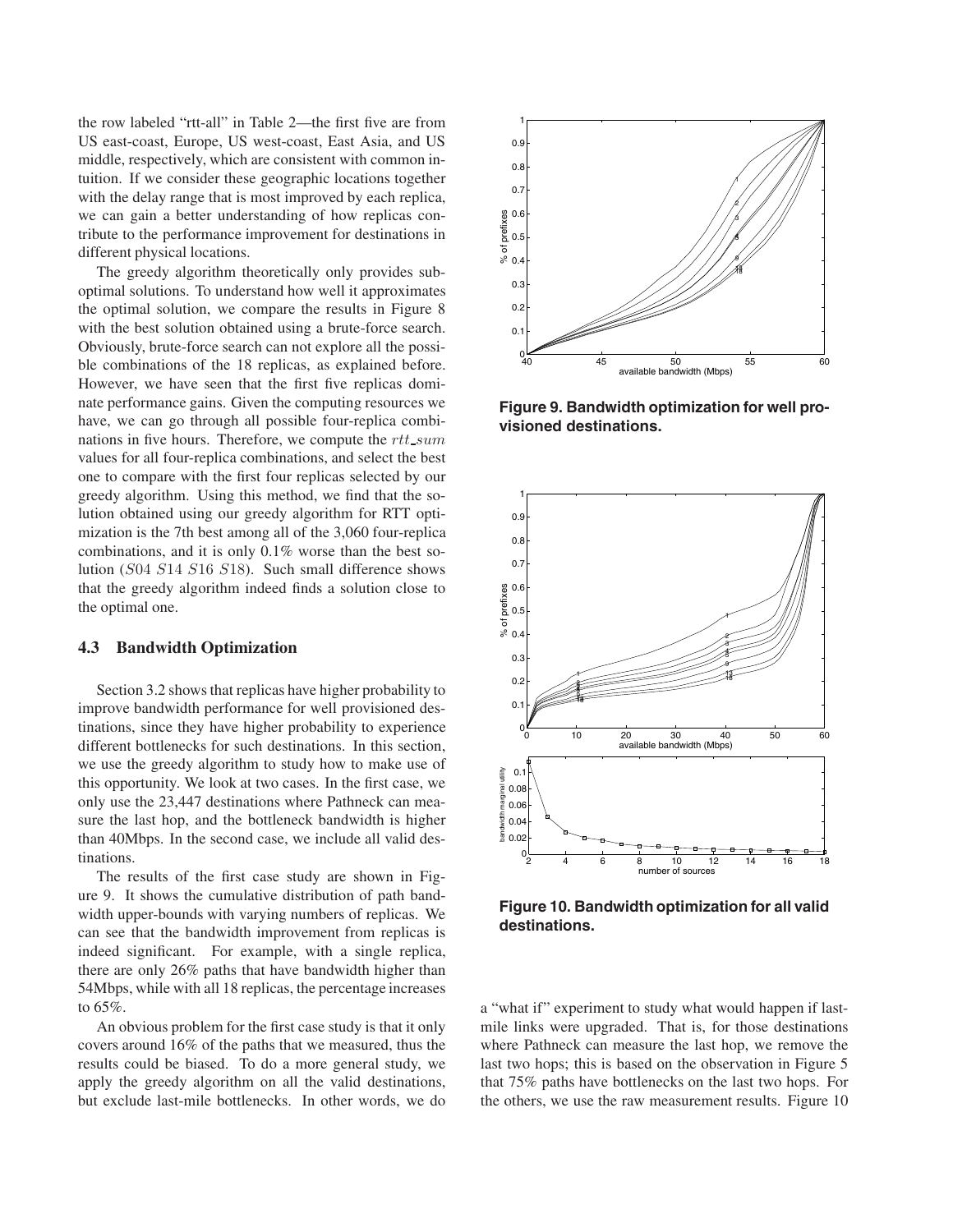the row labeled "rtt-all" in Table 2—the first five are from US east-coast, Europe, US west-coast, East Asia, and US middle, respectively, which are consistent with common intuition. If we consider these geographic locations together with the delay range that is most improved by each replica, we can gain a better understanding of how replicas contribute to the performance improvement for destinations in different physical locations.

The greedy algorithm theoretically only provides suboptimal solutions. To understand how well it approximates the optimal solution, we compare the results in Figure 8 with the best solution obtained using a brute-force search. Obviously, brute-force search can not explore all the possible combinations of the 18 replicas, as explained before. However, we have seen that the first five replicas dominate performance gains. Given the computing resources we have, we can go through all possible four-replica combinations in five hours. Therefore, we compute the $rtt\_sum$ values for all four-replica combinations, and select the best one to compare with the first four replicas selected by our greedy algorithm. Using this method, we find that the solution obtained using our greedy algorithm for RTT optimization is the 7th best among all of the 3,060 four-replica combinations, and it is only 0.1% worse than the best solution ($S04$ $S14$ $S16$ $S18$). Such small difference shows that the greedy algorithm indeed finds a solution close to the optimal one.

### 4.3 Bandwidth Optimization

Section 3.2 shows that replicas have higher probability to improve bandwidth performance for well provisioned destinations, since they have higher probability to experience different bottlenecks for such destinations. In this section, we use the greedy algorithm to study how to make use of this opportunity. We look at two cases. In the first case, we only use the 23,447 destinations where Pathneck can measure the last hop, and the bottleneck bandwidth is higher than 40Mbps. In the second case, we include all valid destinations.

The results of the first case study are shown in Figure 9. It shows the cumulative distribution of path bandwidth upper-bounds with varying numbers of replicas. We can see that the bandwidth improvement from replicas is indeed significant. For example, with a single replica, there are only 26% paths that have bandwidth higher than 54Mbps, while with all 18 replicas, the percentage increases to 65%.

An obvious problem for the first case study is that it only covers around 16% of the paths that we measured, thus the results could be biased. To do a more general study, we apply the greedy algorithm on all the valid destinations, but exclude last-mile bottlenecks. In other words, we do a "what if" experiment to study what would happen if last-mile links were upgraded. That is, for those destinations where Pathneck can measure the last hop, we remove the last two hops; this is based on the observation in Figure 5 that 75% paths have bottlenecks on the last two hops. For the others, we use the raw measurement results. Figure 10

**Figure 9. Bandwidth optimization for well provisioned destinations.**

**Figure 10. Bandwidth optimization for all valid destinations.**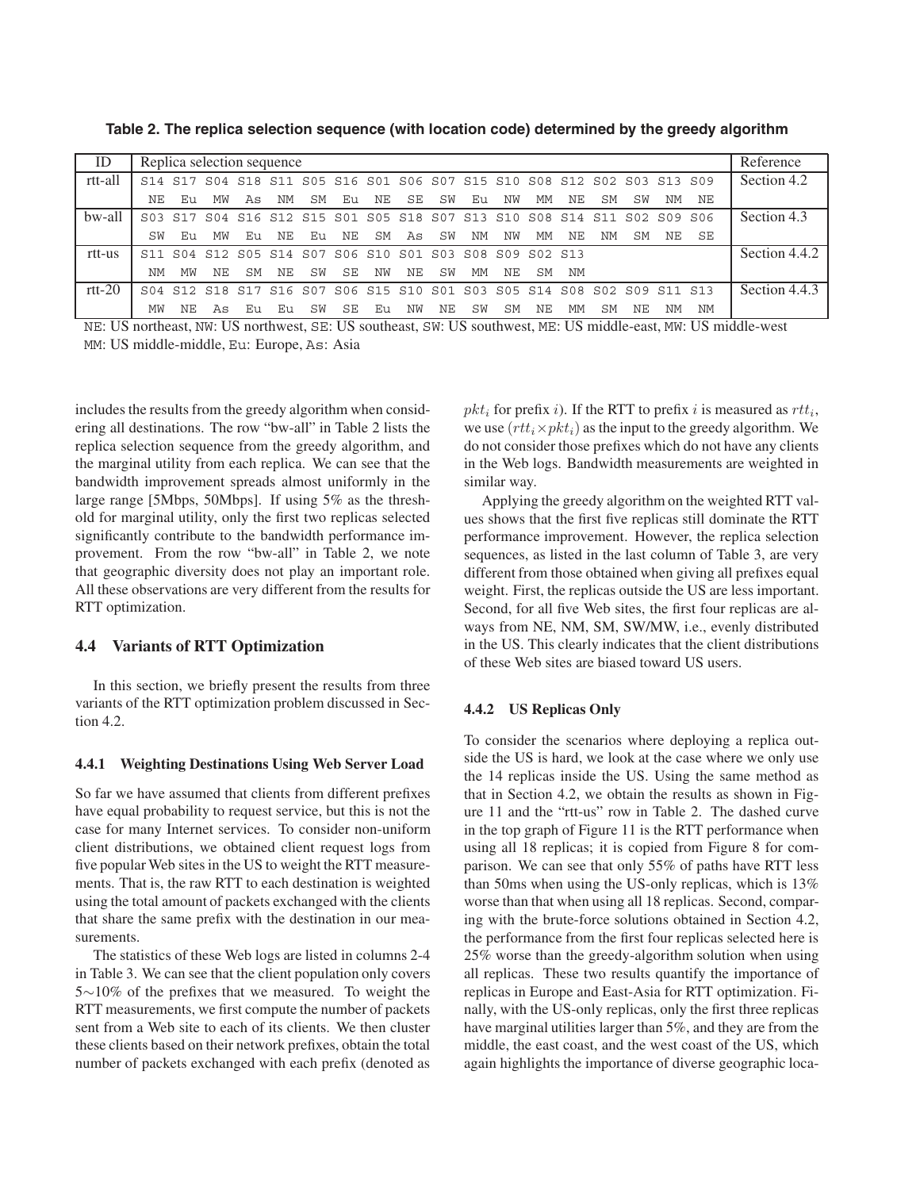**Table 2. The replica selection sequence (with location code) determined by the greedy algorithm**

| ID | Replica selection sequence | | | | | | | | | | | | | | | | | | Reference |
|---|---|---|---|---|---|---|---|---|---|---|---|---|---|---|---|---|---|---|---|
| rtt-all | S14 | S17 | S04 | S18 | S11 | S05 | S16 | S01 | S06 | S07 | S15 | S10 | S08 | S12 | S02 | S03 | S13 | S09 | Section 4.2 |
| | NE | Eu | MW | As | NM | SM | Eu | NE | SE | SW | Eu | NW | MM | NE | SM | SW | NM | NE | |
| bw-all | S03 | S17 | S04 | S16 | S12 | S15 | S01 | S05 | S18 | S07 | S13 | S10 | S08 | S14 | S11 | S02 | S09 | S06 | Section 4.3 |
| | SW | Eu | MW | Eu | NE | Eu | NE | SM | As | SW | NM | NW | MM | NE | NM | SM | NE | SE | |
| rtt-us | S11 | S04 | S12 | S05 | S14 | S07 | S06 | S10 | S01 | S03 | S08 | S09 | S02 | S13 | | | | | Section 4.4.2 |
| | NM | MW | NE | SM | NE | SW | SE | NW | NE | SW | MM | NE | SM | NM | | | | | |
| rtt-20 | S04 | S12 | S18 | S17 | S16 | S07 | S06 | S15 | S10 | S01 | S03 | S05 | S14 | S08 | S02 | S09 | S11 | S13 | Section 4.4.3 |
| | MW | NE | As | Eu | Eu | SW | SE | Eu | NW | NE | SW | SM | NE | MM | SM | NE | NM | NM | |

NE: US northeast, NW: US northwest, SE: US southeast, SW: US southwest, ME: US middle-east, MW: US middle-west
MM: US middle-middle, Eu: Europe, As: Asia

includes the results from the greedy algorithm when considering all destinations. The row "bw-all" in Table 2 lists the replica selection sequence from the greedy algorithm, and the marginal utility from each replica. We can see that the bandwidth improvement spreads almost uniformly in the large range [5Mbps, 50Mbps]. If using 5% as the threshold for marginal utility, only the first two replicas selected significantly contribute to the bandwidth performance improvement. From the row "bw-all" in Table 2, we note that geographic diversity does not play an important role. All these observations are very different from the results for RTT optimization.

## 4.4 Variants of RTT Optimization

In this section, we briefly present the results from three variants of the RTT optimization problem discussed in Section 4.2.

### 4.4.1 Weighting Destinations Using Web Server Load

So far we have assumed that clients from different prefixes have equal probability to request service, but this is not the case for many Internet services. To consider non-uniform client distributions, we obtained client request logs from five popular Web sites in the US to weight the RTT measurements. That is, the raw RTT to each destination is weighted using the total amount of packets exchanged with the clients that share the same prefix with the destination in our measurements.

The statistics of these Web logs are listed in columns 2-4 in Table 3. We can see that the client population only covers 5∼10% of the prefixes that we measured. To weight the RTT measurements, we first compute the number of packets sent from a Web site to each of its clients. We then cluster these clients based on their network prefixes, obtain the total number of packets exchanged with each prefix (denoted as $pkt_i$ for prefix $i$). If the RTT to prefix $i$ is measured as $rtt_i$, we use $(rtt_i \times pkt_i)$ as the input to the greedy algorithm. We do not consider those prefixes which do not have any clients in the Web logs. Bandwidth measurements are weighted in similar way.

Applying the greedy algorithm on the weighted RTT values shows that the first five replicas still dominate the RTT performance improvement. However, the replica selection sequences, as listed in the last column of Table 3, are very different from those obtained when giving all prefixes equal weight. First, the replicas outside the US are less important. Second, for all five Web sites, the first four replicas are always from NE, NM, SM, SW/MW, i.e., evenly distributed in the US. This clearly indicates that the client distributions of these Web sites are biased toward US users.

### 4.4.2 US Replicas Only

To consider the scenarios where deploying a replica outside the US is hard, we look at the case where we only use the 14 replicas inside the US. Using the same method as that in Section 4.2, we obtain the results as shown in Figure 11 and the "rtt-us" row in Table 2. The dashed curve in the top graph of Figure 11 is the RTT performance when using all 18 replicas; it is copied from Figure 8 for comparison. We can see that only 55% of paths have RTT less than 50ms when using the US-only replicas, which is 13% worse than that when using all 18 replicas. Second, comparing with the brute-force solutions obtained in Section 4.2, the performance from the first four replicas selected here is 25% worse than the greedy-algorithm solution when using all replicas. These two results quantify the importance of replicas in Europe and East-Asia for RTT optimization. Finally, with the US-only replicas, only the first three replicas have marginal utilities larger than 5%, and they are from the middle, the east coast, and the west coast of the US, which again highlights the importance of diverse geographic loca-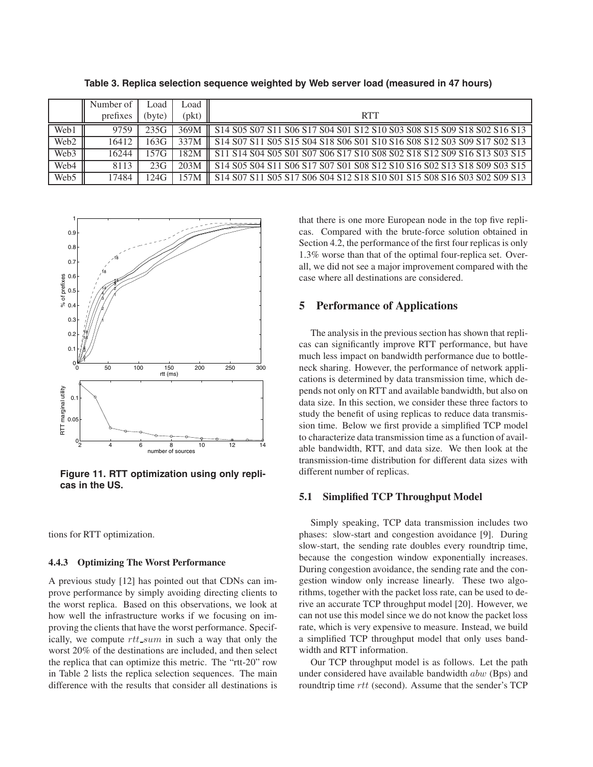**Table 3. Replica selection sequence weighted by Web server load (measured in 47 hours)**

| | Number of prefixes | Load (byte) | Load (pkt) | RTT |
|---|---|---|---|---|
| Web1 | 9759 | 235G | 369M | S14 S05 S07 S11 S06 S17 S04 S01 S12 S10 S03 S08 S15 S09 S18 S02 S16 S13 |
| Web2 | 16412 | 163G | 337M | S14 S07 S11 S05 S15 S04 S18 S06 S01 S10 S16 S08 S12 S03 S09 S17 S02 S13 |
| Web3 | 16244 | 157G | 182M | S11 S14 S04 S05 S01 S07 S06 S17 S10 S08 S02 S18 S12 S09 S16 S13 S03 S15 |
| Web4 | 8113 | 23G | 203M | S14 S05 S04 S11 S06 S17 S07 S01 S08 S12 S10 S16 S02 S13 S18 S09 S03 S15 |
| Web5 | 17484 | 124G | 157M | S14 S07 S11 S05 S17 S06 S04 S12 S18 S10 S01 S15 S08 S16 S03 S02 S09 S13 |

**Figure 11. RTT optimization using only replicas in the US.**

tions for RTT optimization.

#### 4.4.3 Optimizing The Worst Performance

A previous study [12] has pointed out that CDNs can improve performance by simply avoiding directing clients to the worst replica. Based on this observations, we look at how well the infrastructure works if we focusing on improving the clients that have the worst performance. Specifically, we compute $rtt\_sum$ in such a way that only the worst 20% of the destinations are included, and then select the replica that can optimize this metric. The "rtt-20" row in Table 2 lists the replica selection sequences. The main difference with the results that consider all destinations is that there is one more European node in the top five replicas. Compared with the brute-force solution obtained in Section 4.2, the performance of the first four replicas is only 1.3% worse than that of the optimal four-replica set. Overall, we did not see a major improvement compared with the case where all destinations are considered.

## 5 Performance of Applications

The analysis in the previous section has shown that replicas can significantly improve RTT performance, but have much less impact on bandwidth performance due to bottleneck sharing. However, the performance of network applications is determined by data transmission time, which depends not only on RTT and available bandwidth, but also on data size. In this section, we consider these three factors to study the benefit of using replicas to reduce data transmission time. Below we first provide a simplified TCP model to characterize data transmission time as a function of available bandwidth, RTT, and data size. We then look at the transmission-time distribution for different data sizes with different number of replicas.

### 5.1 Simplified TCP Throughput Model

Simply speaking, TCP data transmission includes two phases: slow-start and congestion avoidance [9]. During slow-start, the sending rate doubles every roundtrip time, because the congestion window exponentially increases. During congestion avoidance, the sending rate and the congestion window only increase linearly. These two algorithms, together with the packet loss rate, can be used to derive an accurate TCP throughput model [20]. However, we can not use this model since we do not know the packet loss rate, which is very expensive to measure. Instead, we build a simplified TCP throughput model that only uses bandwidth and RTT information.

Our TCP throughput model is as follows. Let the path under considered have available bandwidth $abw$ (Bps) and roundtrip time $rtt$ (second). Assume that the sender's TCP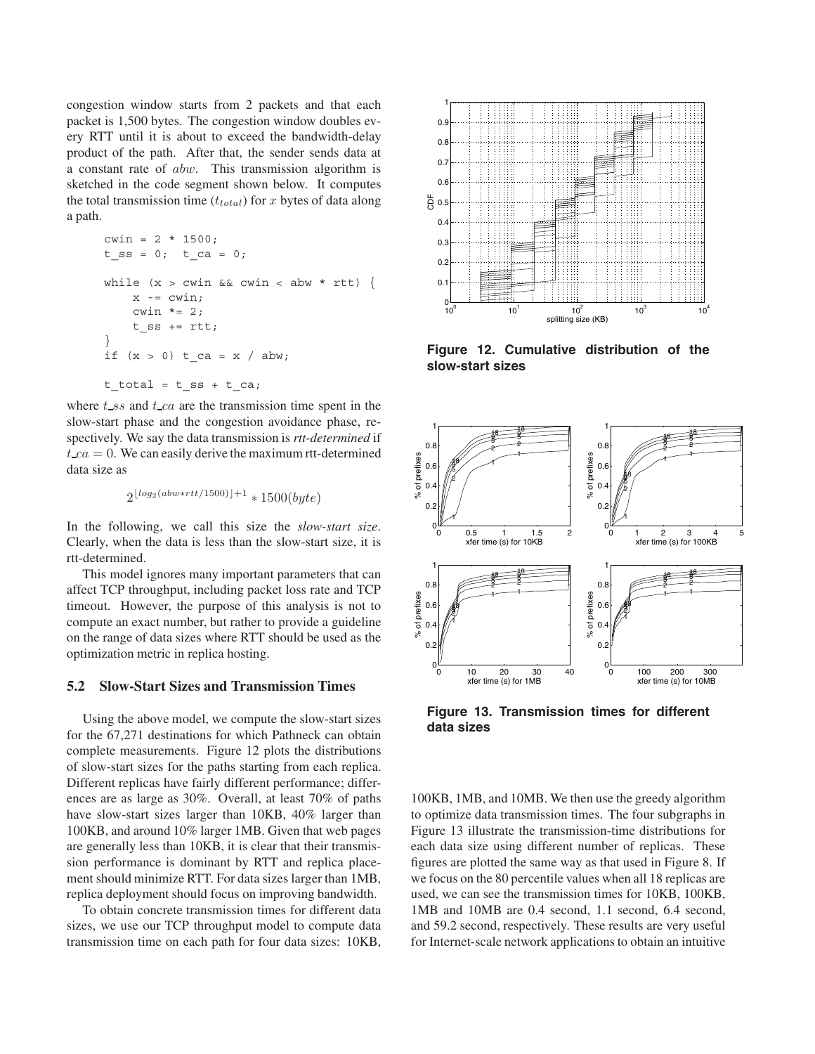congestion window starts from 2 packets and that each packet is 1,500 bytes. The congestion window doubles every RTT until it is about to exceed the bandwidth-delay product of the path. After that, the sender sends data at a constant rate of $abw$. This transmission algorithm is sketched in the code segment shown below. It computes the total transmission time ($t_{total}$) for $x$ bytes of data along a path.

```
cwin = 2 * 1500;
t_ss = 0;  t_ca = 0;

while (x > cwin && cwin < abw * rtt) {
    x -= cwin;
    cwin *= 2;
    t_ss += rtt;
}
if (x > 0) t_ca = x / abw;

t_total = t_ss + t_ca;
```

where $t\_ss$ and $t\_ca$ are the transmission time spent in the slow-start phase and the congestion avoidance phase, respectively. We say the data transmission is *rtt-determined* if $t\_ca = 0$. We can easily derive the maximum rtt-determined data size as

$$2^{\lfloor log_2(abw*rtt/1500) \rfloor + 1} * 1500(byte)$$

In the following, we call this size the *slow-start size*. Clearly, when the data is less than the slow-start size, it is rtt-determined.

This model ignores many important parameters that can affect TCP throughput, including packet loss rate and TCP timeout. However, the purpose of this analysis is not to compute an exact number, but rather to provide a guideline on the range of data sizes where RTT should be used as the optimization metric in replica hosting.

### 5.2 Slow-Start Sizes and Transmission Times

Using the above model, we compute the slow-start sizes for the 67,271 destinations for which Pathneck can obtain complete measurements. Figure 12 plots the distributions of slow-start sizes for the paths starting from each replica. Different replicas have fairly different performance; differences are as large as 30%. Overall, at least 70% of paths have slow-start sizes larger than 10KB, 40% larger than 100KB, and around 10% larger 1MB. Given that web pages are generally less than 10KB, it is clear that their transmission performance is dominant by RTT and replica placement should minimize RTT. For data sizes larger than 1MB, replica deployment should focus on improving bandwidth.

To obtain concrete transmission times for different data sizes, we use our TCP throughput model to compute data transmission time on each path for four data sizes: 10KB, 100KB, 1MB, and 10MB. We then use the greedy algorithm to optimize data transmission times. The four subgraphs in Figure 13 illustrate the transmission-time distributions for each data size using different number of replicas. These figures are plotted the same way as that used in Figure 8. If we focus on the 80 percentile values when all 18 replicas are used, we can see the transmission times for 10KB, 100KB, 1MB and 10MB are 0.4 second, 1.1 second, 6.4 second, and 59.2 second, respectively. These results are very useful for Internet-scale network applications to obtain an intuitive

**Figure 12. Cumulative distribution of the slow-start sizes**

**Figure 13. Transmission times for different data sizes**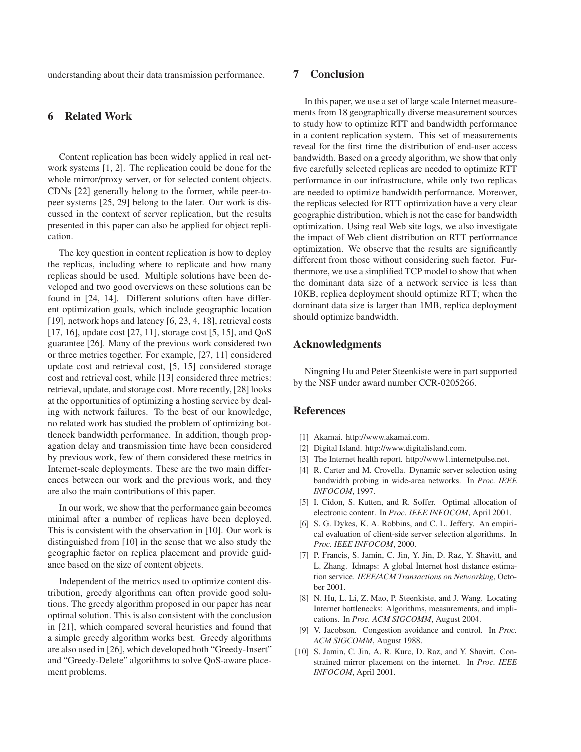understanding about their data transmission performance.

## 6 Related Work

Content replication has been widely applied in real network systems [1, 2]. The replication could be done for the whole mirror/proxy server, or for selected content objects. CDNs [22] generally belong to the former, while peer-to-peer systems [25, 29] belong to the later. Our work is discussed in the context of server replication, but the results presented in this paper can also be applied for object replication.

The key question in content replication is how to deploy the replicas, including where to replicate and how many replicas should be used. Multiple solutions have been developed and two good overviews on these solutions can be found in [24, 14]. Different solutions often have different optimization goals, which include geographic location [19], network hops and latency [6, 23, 4, 18], retrieval costs [17, 16], update cost [27, 11], storage cost [5, 15], and QoS guarantee [26]. Many of the previous work considered two or three metrics together. For example, [27, 11] considered update cost and retrieval cost, [5, 15] considered storage cost and retrieval cost, while [13] considered three metrics: retrieval, update, and storage cost. More recently, [28] looks at the opportunities of optimizing a hosting service by dealing with network failures. To the best of our knowledge, no related work has studied the problem of optimizing bottleneck bandwidth performance. In addition, though propagation delay and transmission time have been considered by previous work, few of them considered these metrics in Internet-scale deployments. These are the two main differences between our work and the previous work, and they are also the main contributions of this paper.

In our work, we show that the performance gain becomes minimal after a number of replicas have been deployed. This is consistent with the observation in [10]. Our work is distinguished from [10] in the sense that we also study the geographic factor on replica placement and provide guidance based on the size of content objects.

Independent of the metrics used to optimize content distribution, greedy algorithms can often provide good solutions. The greedy algorithm proposed in our paper has near optimal solution. This is also consistent with the conclusion in [21], which compared several heuristics and found that a simple greedy algorithm works best. Greedy algorithms are also used in [26], which developed both "Greedy-Insert" and "Greedy-Delete" algorithms to solve QoS-aware placement problems.

## 7 Conclusion

In this paper, we use a set of large scale Internet measurements from 18 geographically diverse measurement sources to study how to optimize RTT and bandwidth performance in a content replication system. This set of measurements reveal for the first time the distribution of end-user access bandwidth. Based on a greedy algorithm, we show that only five carefully selected replicas are needed to optimize RTT performance in our infrastructure, while only two replicas are needed to optimize bandwidth performance. Moreover, the replicas selected for RTT optimization have a very clear geographic distribution, which is not the case for bandwidth optimization. Using real Web site logs, we also investigate the impact of Web client distribution on RTT performance optimization. We observe that the results are significantly different from those without considering such factor. Furthermore, we use a simplified TCP model to show that when the dominant data size of a network service is less than 10KB, replica deployment should optimize RTT; when the dominant data size is larger than 1MB, replica deployment should optimize bandwidth.

## Acknowledgments

Ningning Hu and Peter Steenkiste were in part supported by the NSF under award number CCR-0205266.

## References

[1] Akamai. http://www.akamai.com.

[2] Digital Island. http://www.digitalisland.com.

[3] The Internet health report. http://www1.internetpulse.net.

[4] R. Carter and M. Crovella. Dynamic server selection using bandwidth probing in wide-area networks. In *Proc. IEEE INFOCOM*, 1997.

[5] I. Cidon, S. Kutten, and R. Soffer. Optimal allocation of electronic content. In *Proc. IEEE INFOCOM*, April 2001.

[6] S. G. Dykes, K. A. Robbins, and C. L. Jeffery. An empirical evaluation of client-side server selection algorithms. In *Proc. IEEE INFOCOM*, 2000.

[7] P. Francis, S. Jamin, C. Jin, Y. Jin, D. Raz, Y. Shavitt, and L. Zhang. Idmaps: A global Internet host distance estimation service. *IEEE/ACM Transactions on Networking*, October 2001.

[8] N. Hu, L. Li, Z. Mao, P. Steenkiste, and J. Wang. Locating Internet bottlenecks: Algorithms, measurements, and implications. In *Proc. ACM SIGCOMM*, August 2004.

[9] V. Jacobson. Congestion avoidance and control. In *Proc. ACM SIGCOMM*, August 1988.

[10] S. Jamin, C. Jin, A. R. Kurc, D. Raz, and Y. Shavitt. Constrained mirror placement on the internet. In *Proc. IEEE INFOCOM*, April 2001.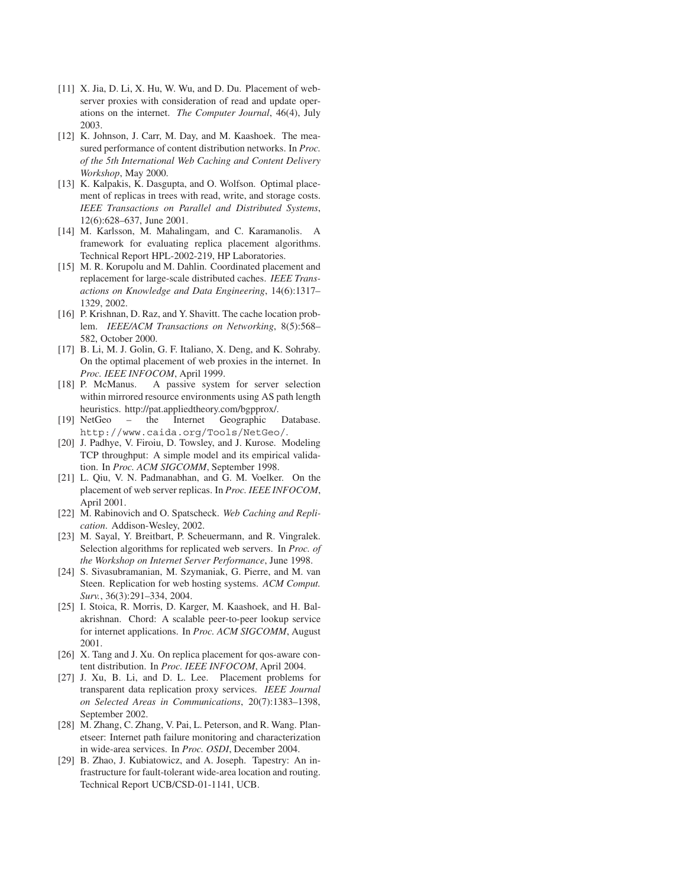[11] X. Jia, D. Li, X. Hu, W. Wu, and D. Du. Placement of web-server proxies with consideration of read and update operations on the internet. *The Computer Journal*, 46(4), July 2003.

[12] K. Johnson, J. Carr, M. Day, and M. Kaashoek. The measured performance of content distribution networks. In *Proc. of the 5th International Web Caching and Content Delivery Workshop*, May 2000.

[13] K. Kalpakis, K. Dasgupta, and O. Wolfson. Optimal placement of replicas in trees with read, write, and storage costs. *IEEE Transactions on Parallel and Distributed Systems*, 12(6):628–637, June 2001.

[14] M. Karlsson, M. Mahalingam, and C. Karamanolis. A framework for evaluating replica placement algorithms. Technical Report HPL-2002-219, HP Laboratories.

[15] M. R. Korupolu and M. Dahlin. Coordinated placement and replacement for large-scale distributed caches. *IEEE Transactions on Knowledge and Data Engineering*, 14(6):1317–1329, 2002.

[16] P. Krishnan, D. Raz, and Y. Shavitt. The cache location problem. *IEEE/ACM Transactions on Networking*, 8(5):568–582, October 2000.

[17] B. Li, M. J. Golin, G. F. Italiano, X. Deng, and K. Sohraby. On the optimal placement of web proxies in the internet. In *Proc. IEEE INFOCOM*, April 1999.

[18] P. McManus. A passive system for server selection within mirrored resource environments using AS path length heuristics. http://pat.appliedtheory.com/bgpprox/.

[19] NetGeo – the Internet Geographic Database. `http://www.caida.org/Tools/NetGeo/`.

[20] J. Padhye, V. Firoiu, D. Towsley, and J. Kurose. Modeling TCP throughput: A simple model and its empirical validation. In *Proc. ACM SIGCOMM*, September 1998.

[21] L. Qiu, V. N. Padmanabhan, and G. M. Voelker. On the placement of web server replicas. In *Proc. IEEE INFOCOM*, April 2001.

[22] M. Rabinovich and O. Spatscheck. *Web Caching and Replication*. Addison-Wesley, 2002.

[23] M. Sayal, Y. Breitbart, P. Scheuermann, and R. Vingralek. Selection algorithms for replicated web servers. In *Proc. of the Workshop on Internet Server Performance*, June 1998.

[24] S. Sivasubramanian, M. Szymaniak, G. Pierre, and M. van Steen. Replication for web hosting systems. *ACM Comput. Surv.*, 36(3):291–334, 2004.

[25] I. Stoica, R. Morris, D. Karger, M. Kaashoek, and H. Balakrishnan. Chord: A scalable peer-to-peer lookup service for internet applications. In *Proc. ACM SIGCOMM*, August 2001.

[26] X. Tang and J. Xu. On replica placement for qos-aware content distribution. In *Proc. IEEE INFOCOM*, April 2004.

[27] J. Xu, B. Li, and D. L. Lee. Placement problems for transparent data replication proxy services. *IEEE Journal on Selected Areas in Communications*, 20(7):1383–1398, September 2002.

[28] M. Zhang, C. Zhang, V. Pai, L. Peterson, and R. Wang. Planetseer: Internet path failure monitoring and characterization in wide-area services. In *Proc. OSDI*, December 2004.

[29] B. Zhao, J. Kubiatowicz, and A. Joseph. Tapestry: An infrastructure for fault-tolerant wide-area location and routing. Technical Report UCB/CSD-01-1141, UCB.